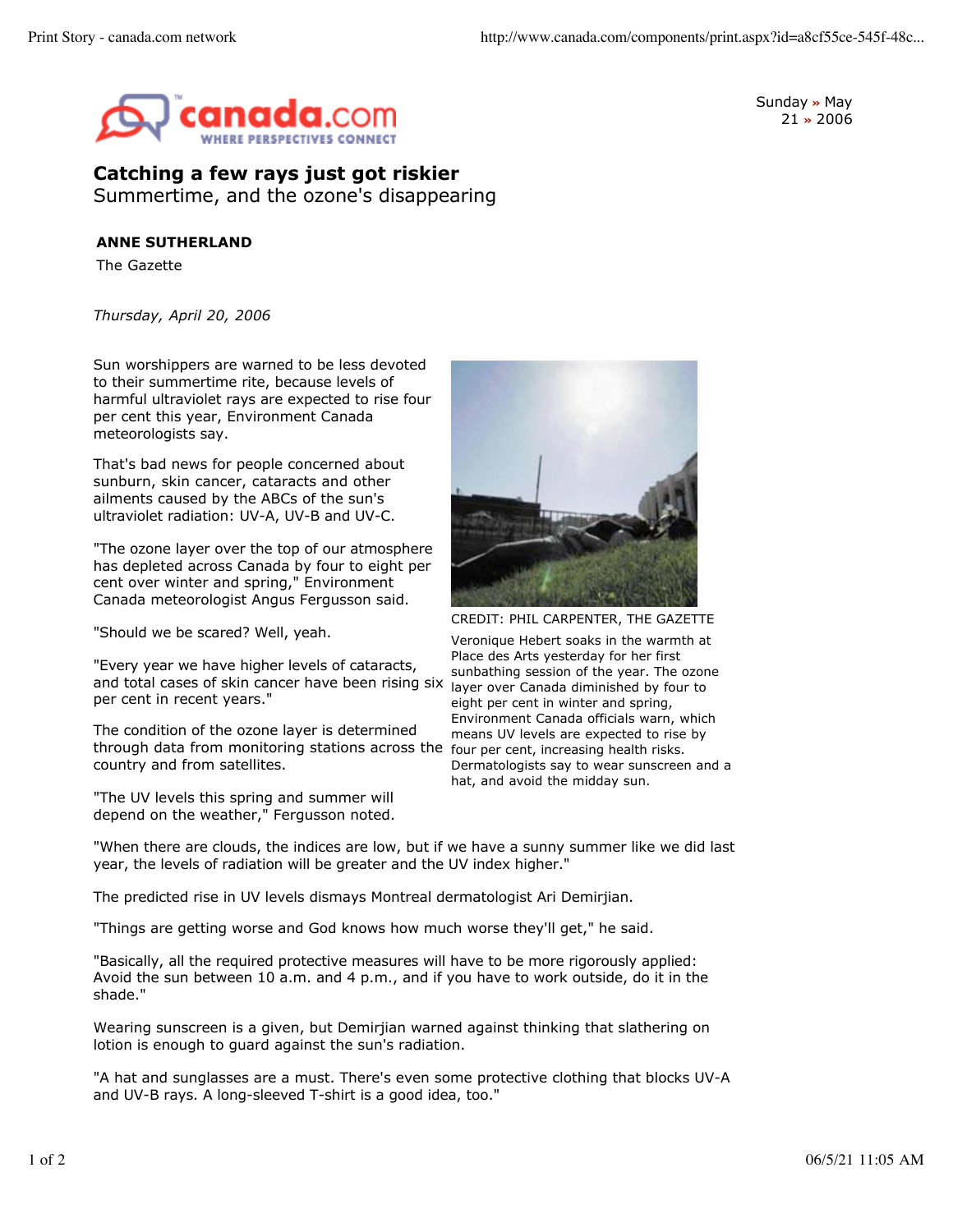canada.com
WHERE PERSPECTIVES CONNECT

Sunday » May 21 » 2006

# Catching a few rays just got riskier

## Summertime, and the ozone's disappearing

**ANNE SUTHERLAND**

The Gazette

*Thursday, April 20, 2006*

Sun worshippers are warned to be less devoted to their summertime rite, because levels of harmful ultraviolet rays are expected to rise four per cent this year, Environment Canada meteorologists say.

That's bad news for people concerned about sunburn, skin cancer, cataracts and other ailments caused by the ABCs of the sun's ultraviolet radiation: UV-A, UV-B and UV-C.

"The ozone layer over the top of our atmosphere has depleted across Canada by four to eight per cent over winter and spring," Environment Canada meteorologist Angus Fergusson said.

"Should we be scared? Well, yeah.

"Every year we have higher levels of cataracts, and total cases of skin cancer have been rising six per cent in recent years."

The condition of the ozone layer is determined through data from monitoring stations across the country and from satellites.

"The UV levels this spring and summer will depend on the weather," Fergusson noted.

"When there are clouds, the indices are low, but if we have a sunny summer like we did last year, the levels of radiation will be greater and the UV index higher."

The predicted rise in UV levels dismays Montreal dermatologist Ari Demirjian.

"Things are getting worse and God knows how much worse they'll get," he said.

"Basically, all the required protective measures will have to be more rigorously applied: Avoid the sun between 10 a.m. and 4 p.m., and if you have to work outside, do it in the shade."

Wearing sunscreen is a given, but Demirjian warned against thinking that slathering on lotion is enough to guard against the sun's radiation.

"A hat and sunglasses are a must. There's even some protective clothing that blocks UV-A and UV-B rays. A long-sleeved T-shirt is a good idea, too."

CREDIT: PHIL CARPENTER, THE GAZETTE

Veronique Hebert soaks in the warmth at Place des Arts yesterday for her first sunbathing session of the year. The ozone layer over Canada diminished by four to eight per cent in winter and spring, Environment Canada officials warn, which means UV levels are expected to rise by four per cent, increasing health risks. Dermatologists say to wear sunscreen and a hat, and avoid the midday sun.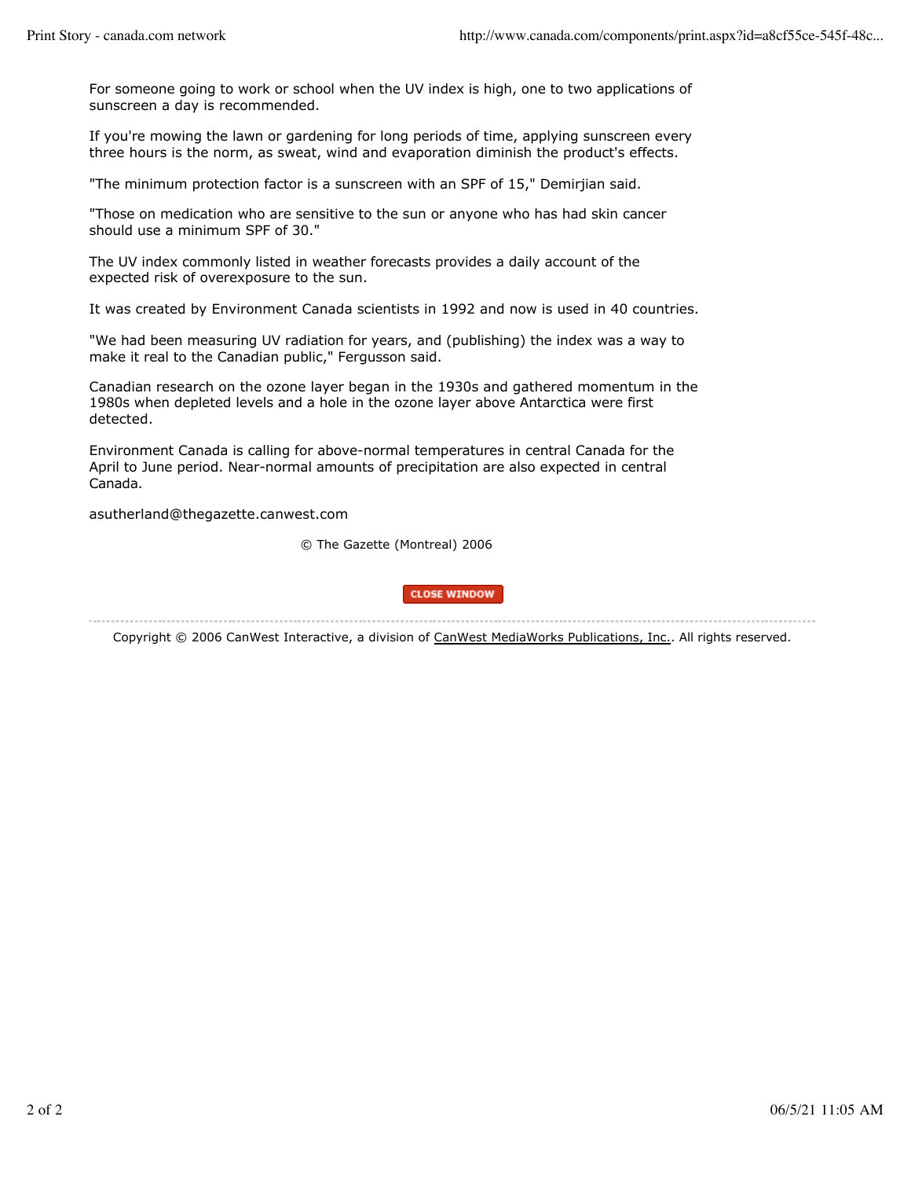For someone going to work or school when the UV index is high, one to two applications of sunscreen a day is recommended.

If you're mowing the lawn or gardening for long periods of time, applying sunscreen every three hours is the norm, as sweat, wind and evaporation diminish the product's effects.

"The minimum protection factor is a sunscreen with an SPF of 15," Demirjian said.

"Those on medication who are sensitive to the sun or anyone who has had skin cancer should use a minimum SPF of 30."

The UV index commonly listed in weather forecasts provides a daily account of the expected risk of overexposure to the sun.

It was created by Environment Canada scientists in 1992 and now is used in 40 countries.

"We had been measuring UV radiation for years, and (publishing) the index was a way to make it real to the Canadian public," Fergusson said.

Canadian research on the ozone layer began in the 1930s and gathered momentum in the 1980s when depleted levels and a hole in the ozone layer above Antarctica were first detected.

Environment Canada is calling for above-normal temperatures in central Canada for the April to June period. Near-normal amounts of precipitation are also expected in central Canada.

asutherland@thegazette.canwest.com

© The Gazette (Montreal) 2006

Copyright © 2006 CanWest Interactive, a division of CanWest MediaWorks Publications, Inc.. All rights reserved.